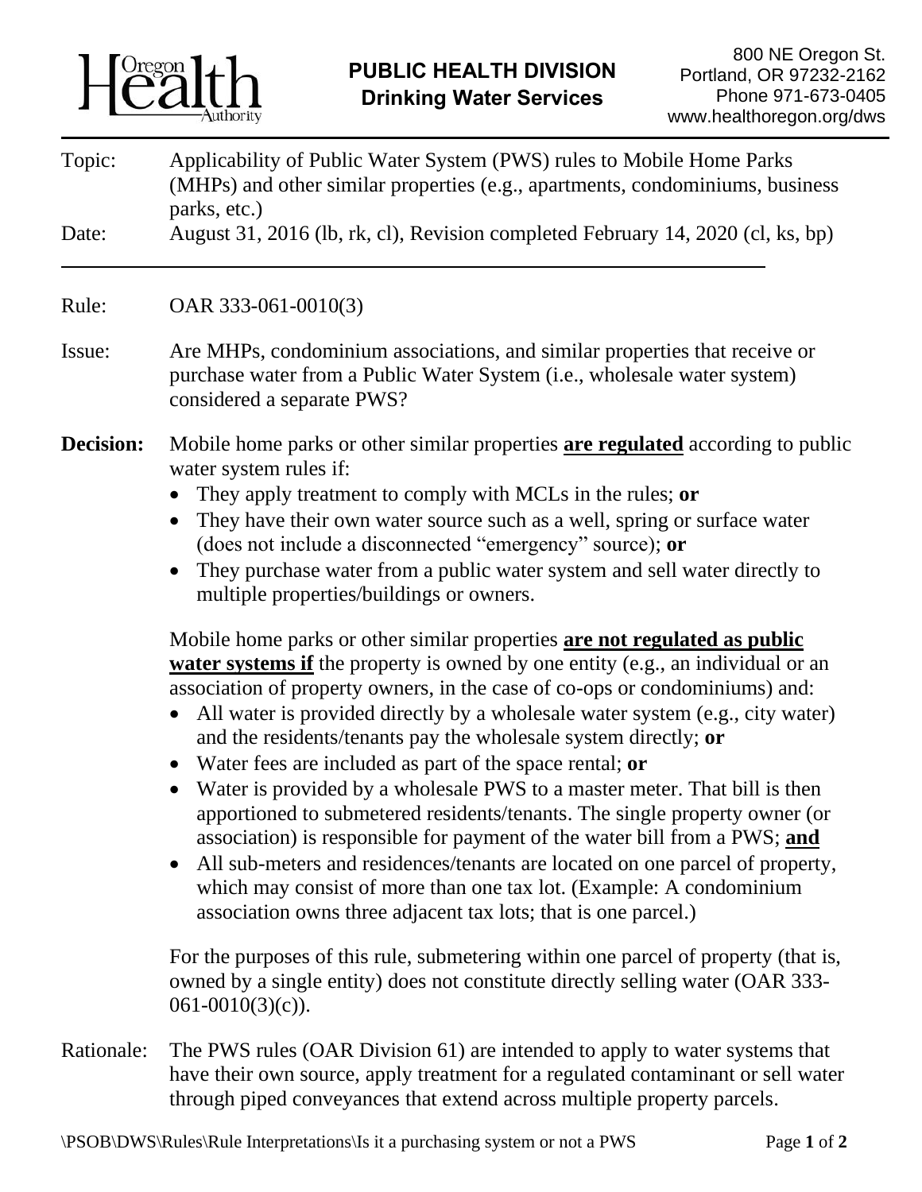**Oregon Health Authority**

**PUBLIC HEALTH DIVISION**
**Drinking Water Services**

800 NE Oregon St.
Portland, OR 97232-2162
Phone 971-673-0405
www.healthoregon.org/dws

---

Topic: Applicability of Public Water System (PWS) rules to Mobile Home Parks (MHPs) and other similar properties (e.g., apartments, condominiums, business parks, etc.)

Date: August 31, 2016 (lb, rk, cl), Revision completed February 14, 2020 (cl, ks, bp)

---

Rule: OAR 333-061-0010(3)

Issue: Are MHPs, condominium associations, and similar properties that receive or purchase water from a Public Water System (i.e., wholesale water system) considered a separate PWS?

**Decision:** Mobile home parks or other similar properties **are regulated** according to public water system rules if:

- They apply treatment to comply with MCLs in the rules; **or**
- They have their own water source such as a well, spring or surface water (does not include a disconnected "emergency" source); **or**
- They purchase water from a public water system and sell water directly to multiple properties/buildings or owners.

Mobile home parks or other similar properties **are not regulated as public water systems if** the property is owned by one entity (e.g., an individual or an association of property owners, in the case of co-ops or condominiums) and:

- All water is provided directly by a wholesale water system (e.g., city water) and the residents/tenants pay the wholesale system directly; **or**
- Water fees are included as part of the space rental; **or**
- Water is provided by a wholesale PWS to a master meter. That bill is then apportioned to submetered residents/tenants. The single property owner (or association) is responsible for payment of the water bill from a PWS; **and**
- All sub-meters and residences/tenants are located on one parcel of property, which may consist of more than one tax lot. (Example: A condominium association owns three adjacent tax lots; that is one parcel.)

For the purposes of this rule, submetering within one parcel of property (that is, owned by a single entity) does not constitute directly selling water (OAR 333-061-0010(3)(c)).

Rationale: The PWS rules (OAR Division 61) are intended to apply to water systems that have their own source, apply treatment for a regulated contaminant or sell water through piped conveyances that extend across multiple property parcels.

\PSOB\DWS\Rules\Rule Interpretations\Is it a purchasing system or not a PWS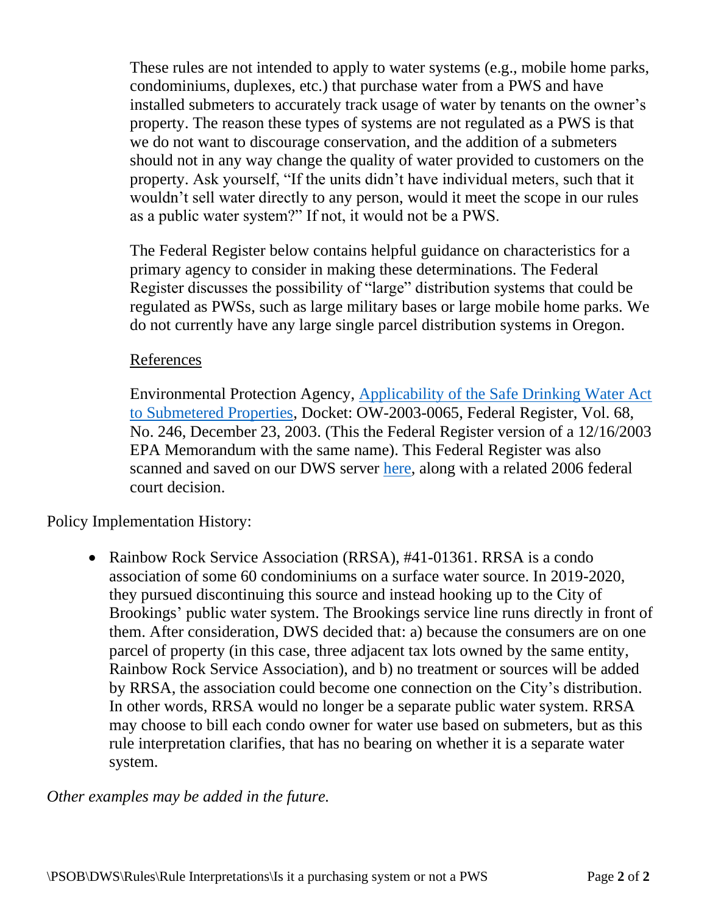These rules are not intended to apply to water systems (e.g., mobile home parks, condominiums, duplexes, etc.) that purchase water from a PWS and have installed submeters to accurately track usage of water by tenants on the owner's property. The reason these types of systems are not regulated as a PWS is that we do not want to discourage conservation, and the addition of a submeters should not in any way change the quality of water provided to customers on the property. Ask yourself, "If the units didn't have individual meters, such that it wouldn't sell water directly to any person, would it meet the scope in our rules as a public water system?" If not, it would not be a PWS.

The Federal Register below contains helpful guidance on characteristics for a primary agency to consider in making these determinations. The Federal Register discusses the possibility of "large" distribution systems that could be regulated as PWSs, such as large military bases or large mobile home parks. We do not currently have any large single parcel distribution systems in Oregon.

References

Environmental Protection Agency, Applicability of the Safe Drinking Water Act to Submetered Properties, Docket: OW-2003-0065, Federal Register, Vol. 68, No. 246, December 23, 2003. (This the Federal Register version of a 12/16/2003 EPA Memorandum with the same name). This Federal Register was also scanned and saved on our DWS server here, along with a related 2006 federal court decision.

Policy Implementation History:

- Rainbow Rock Service Association (RRSA), #41-01361. RRSA is a condo association of some 60 condominiums on a surface water source. In 2019-2020, they pursued discontinuing this source and instead hooking up to the City of Brookings' public water system. The Brookings service line runs directly in front of them. After consideration, DWS decided that: a) because the consumers are on one parcel of property (in this case, three adjacent tax lots owned by the same entity, Rainbow Rock Service Association), and b) no treatment or sources will be added by RRSA, the association could become one connection on the City's distribution. In other words, RRSA would no longer be a separate public water system. RRSA may choose to bill each condo owner for water use based on submeters, but as this rule interpretation clarifies, that has no bearing on whether it is a separate water system.

*Other examples may be added in the future.*